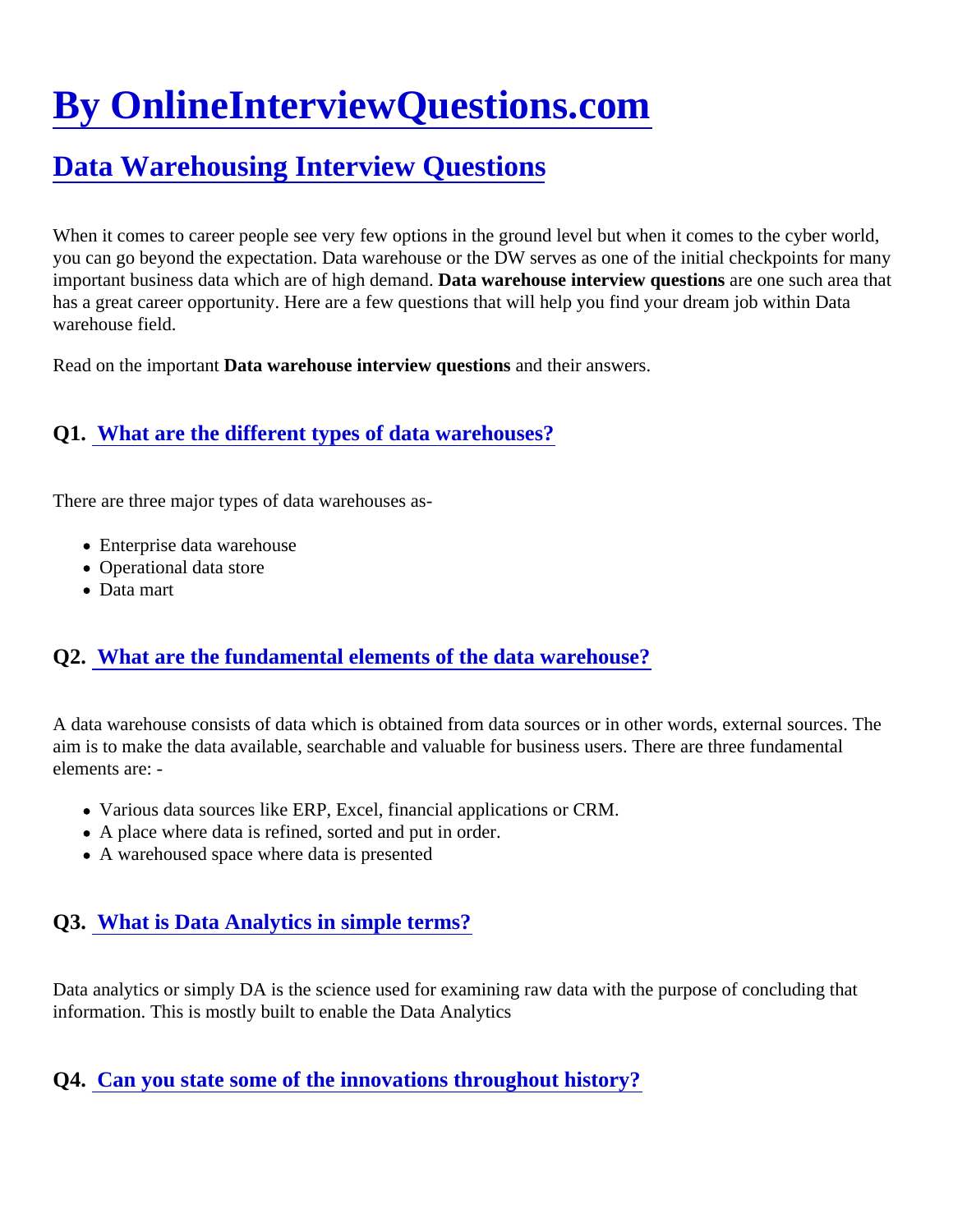# By OnlineInterviewQuestions.com

## Data Warehousing Interview Questions

When it comes to career people see very few options in the ground level but when it comes to the cyber world, you can go beyond the expectation. Data warehouse or the DW serves as one of the initial checkpoints for many important business data which are of high demand. **Data warehouse interview questions** are one such area that has a great career opportunity. Here are a few questions that will help you find your dream job within Data warehouse field.

Read on the important **Data warehouse interview questions** and their answers.

### Q1. What are the different types of data warehouses?

There are three major types of data warehouses as-

- Enterprise data warehouse
- Operational data store
- Data mart

### Q2. What are the fundamental elements of the data warehouse?

A data warehouse consists of data which is obtained from data sources or in other words, external sources. The aim is to make the data available, searchable and valuable for business users. There are three fundamental elements are: -

- Various data sources like ERP, Excel, financial applications or CRM.
- A place where data is refined, sorted and put in order.
- A warehoused space where data is presented

### Q3. What is Data Analytics in simple terms?

Data analytics or simply DA is the science used for examining raw data with the purpose of concluding that information. This is mostly built to enable the Data Analytics

### Q4. Can you state some of the innovations throughout history?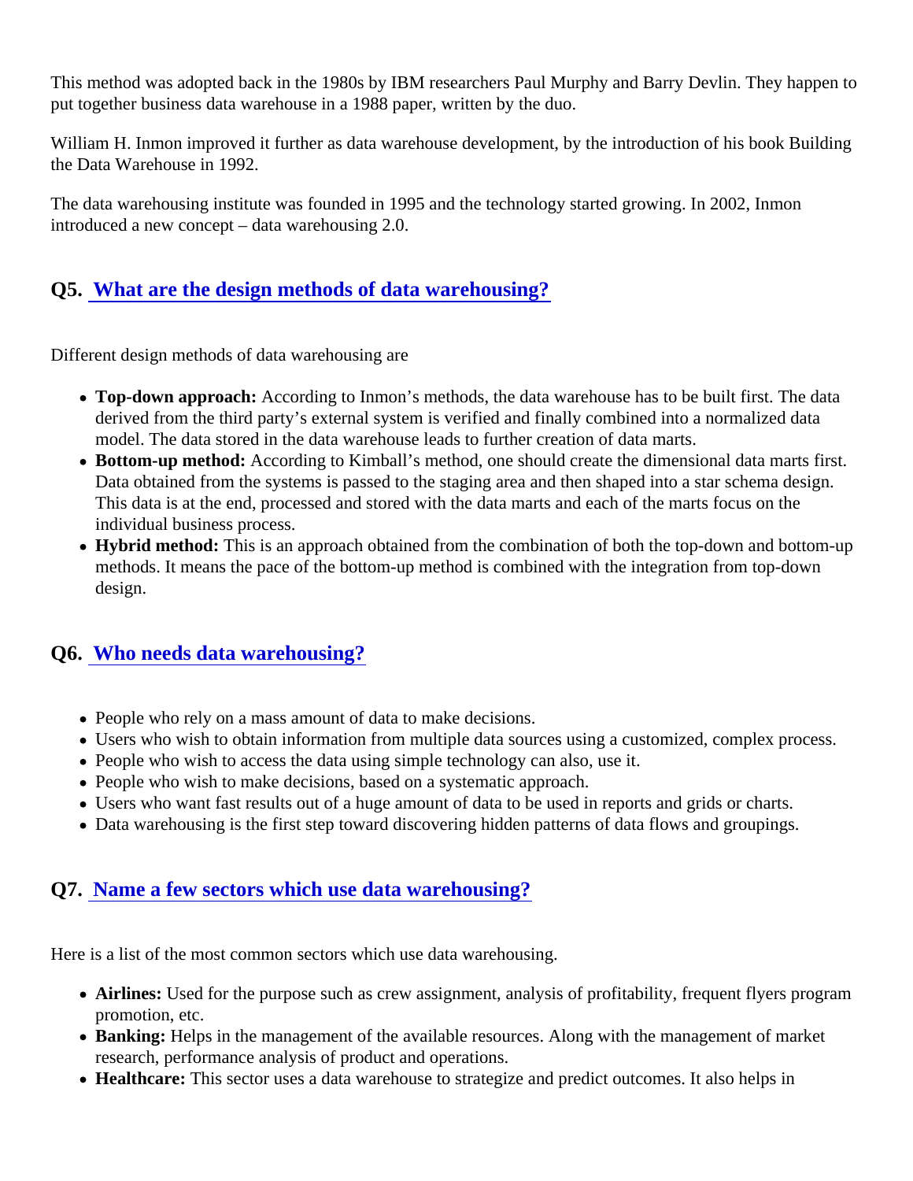This method was adopted back in the 1980s by IBM researchers Paul Murphy and Barry Devlin. They happen to put together business data warehouse in a 1988 paper, written by the duo.

William H. Inmon improved it further as data warehouse development, by the introduction of his book Building the Data Warehouse in 1992.

The data warehousing institute was founded in 1995 and the technology started growing. In 2002, Inmon introduced a new concept – data warehousing 2.0.

## Q5. What are the design methods of data warehousing?

Different design methods of data warehousing are

- **Top-down approach:** According to Inmon's methods, the data warehouse has to be built first. The data derived from the third party's external system is verified and finally combined into a normalized data model. The data stored in the data warehouse leads to further creation of data marts.
- **Bottom-up method:** According to Kimball's method, one should create the dimensional data marts first. Data obtained from the systems is passed to the staging area and then shaped into a star schema design. This data is at the end, processed and stored with the data marts and each of the marts focus on the individual business process.
- **Hybrid method:** This is an approach obtained from the combination of both the top-down and bottom-up methods. It means the pace of the bottom-up method is combined with the integration from top-down design.

## Q6. Who needs data warehousing?

- People who rely on a mass amount of data to make decisions.
- Users who wish to obtain information from multiple data sources using a customized, complex process.
- People who wish to access the data using simple technology can also, use it.
- People who wish to make decisions, based on a systematic approach.
- Users who want fast results out of a huge amount of data to be used in reports and grids or charts.
- Data warehousing is the first step toward discovering hidden patterns of data flows and groupings.

## Q7. Name a few sectors which use data warehousing?

Here is a list of the most common sectors which use data warehousing.

- **Airlines:** Used for the purpose such as crew assignment, analysis of profitability, frequent flyers program promotion, etc.
- **Banking:** Helps in the management of the available resources. Along with the management of market research, performance analysis of product and operations.
- **Healthcare:** This sector uses a data warehouse to strategize and predict outcomes. It also helps in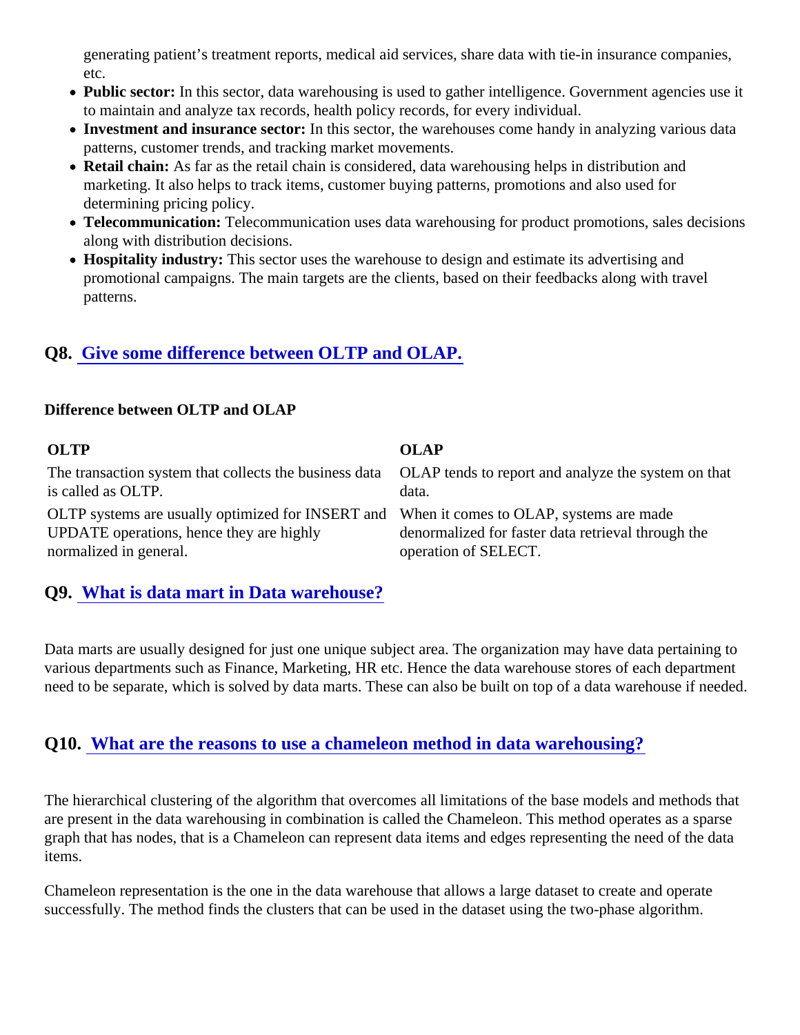generating patient's treatment reports, medical aid services, share data with tie-in insurance companies, etc.

- **Public sector:** In this sector, data warehousing is used to gather intelligence. Government agencies use it to maintain and analyze tax records, health policy records, for every individual.
- **Investment and insurance sector:** In this sector, the warehouses come handy in analyzing various data patterns, customer trends, and tracking market movements.
- **Retail chain:** As far as the retail chain is considered, data warehousing helps in distribution and marketing. It also helps to track items, customer buying patterns, promotions and also used for determining pricing policy.
- **Telecommunication:** Telecommunication uses data warehousing for product promotions, sales decisions along with distribution decisions.
- **Hospitality industry:** This sector uses the warehouse to design and estimate its advertising and promotional campaigns. The main targets are the clients, based on their feedbacks along with travel patterns.

## Q8. Give some difference between OLTP and OLAP.

**Difference between OLTP and OLAP**

| OLTP | OLAP |
| --- | --- |
| The transaction system that collects the business data is called as OLTP. | OLAP tends to report and analyze the system on that data. |
| OLTP systems are usually optimized for INSERT and UPDATE operations, hence they are highly normalized in general. | When it comes to OLAP, systems are made denormalized for faster data retrieval through the operation of SELECT. |

## Q9. What is data mart in Data warehouse?

Data marts are usually designed for just one unique subject area. The organization may have data pertaining to various departments such as Finance, Marketing, HR etc. Hence the data warehouse stores of each department need to be separate, which is solved by data marts. These can also be built on top of a data warehouse if needed.

## Q10. What are the reasons to use a chameleon method in data warehousing?

The hierarchical clustering of the algorithm that overcomes all limitations of the base models and methods that are present in the data warehousing in combination is called the Chameleon. This method operates as a sparse graph that has nodes, that is a Chameleon can represent data items and edges representing the need of the data items.

Chameleon representation is the one in the data warehouse that allows a large dataset to create and operate successfully. The method finds the clusters that can be used in the dataset using the two-phase algorithm.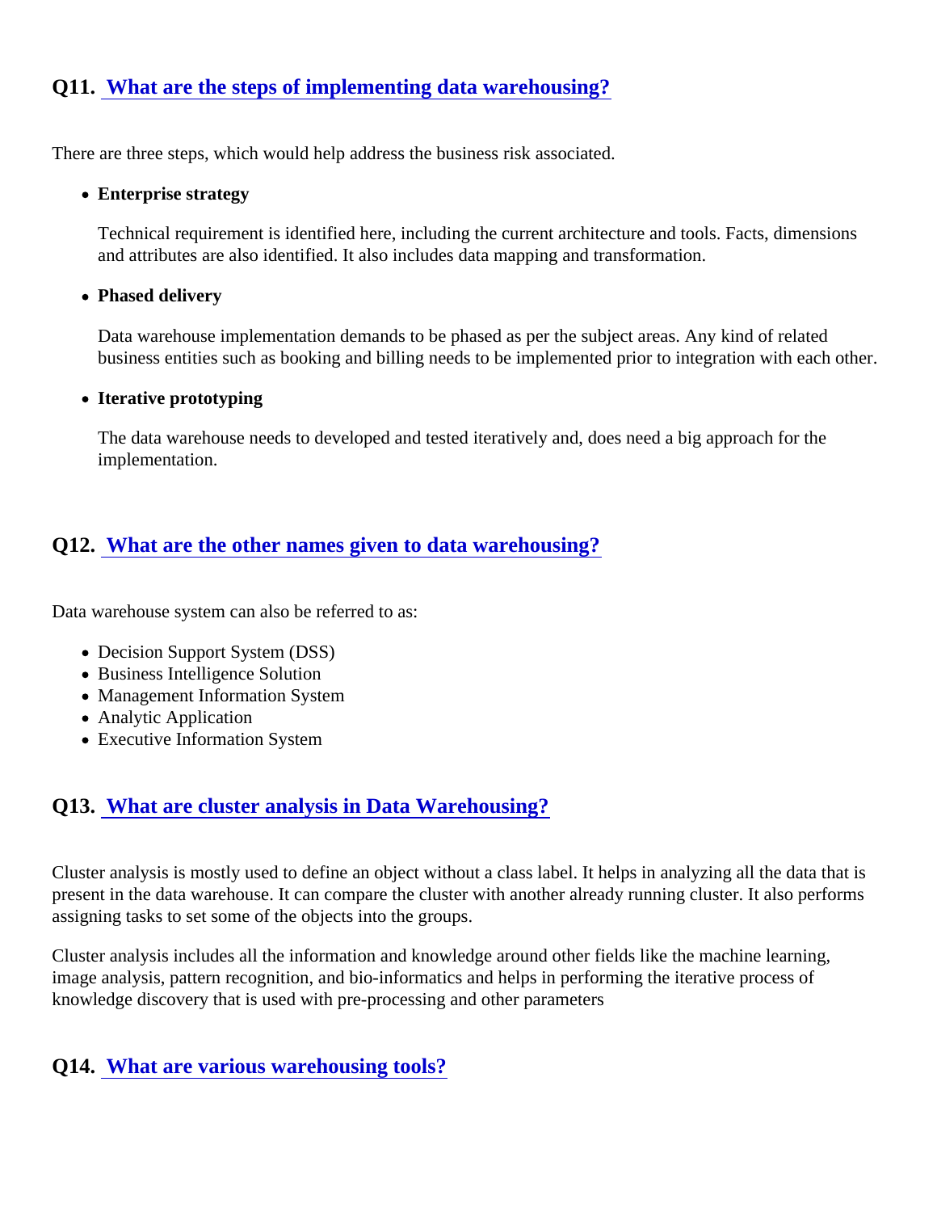## Q11. What are the steps of implementing data warehousing?

There are three steps, which would help address the business risk associated.

- **Enterprise strategy**

  Technical requirement is identified here, including the current architecture and tools. Facts, dimensions and attributes are also identified. It also includes data mapping and transformation.

- **Phased delivery**

  Data warehouse implementation demands to be phased as per the subject areas. Any kind of related business entities such as booking and billing needs to be implemented prior to integration with each other.

- **Iterative prototyping**

  The data warehouse needs to developed and tested iteratively and, does need a big approach for the implementation.

## Q12. What are the other names given to data warehousing?

Data warehouse system can also be referred to as:

- Decision Support System (DSS)
- Business Intelligence Solution
- Management Information System
- Analytic Application
- Executive Information System

## Q13. What are cluster analysis in Data Warehousing?

Cluster analysis is mostly used to define an object without a class label. It helps in analyzing all the data that is present in the data warehouse. It can compare the cluster with another already running cluster. It also performs assigning tasks to set some of the objects into the groups.

Cluster analysis includes all the information and knowledge around other fields like the machine learning, image analysis, pattern recognition, and bio-informatics and helps in performing the iterative process of knowledge discovery that is used with pre-processing and other parameters

## Q14. What are various warehousing tools?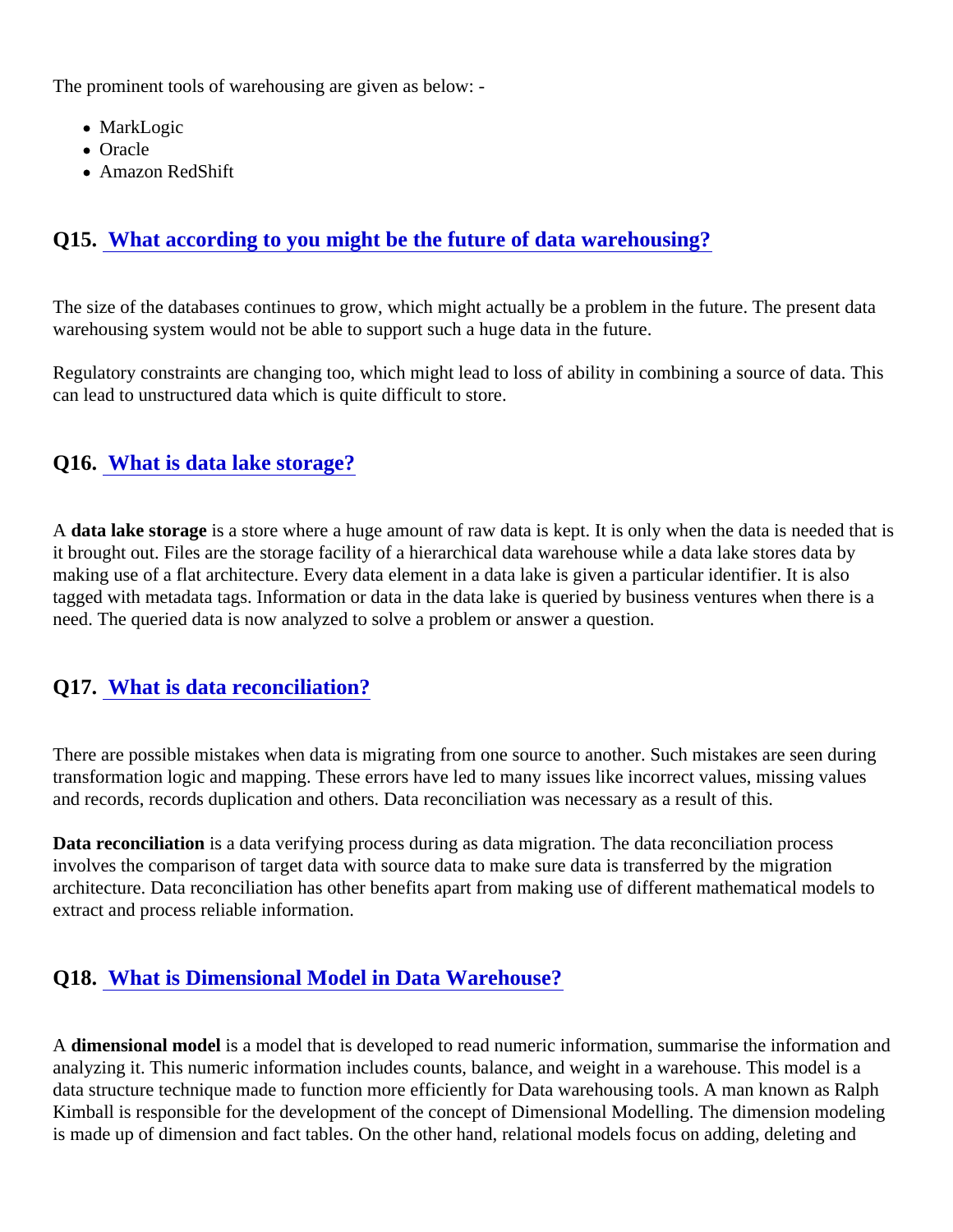The prominent tools of warehousing are given as below: -

- MarkLogic
- Oracle
- Amazon RedShift

## Q15. What according to you might be the future of data warehousing?

The size of the databases continues to grow, which might actually be a problem in the future. The present data warehousing system would not be able to support such a huge data in the future.

Regulatory constraints are changing too, which might lead to loss of ability in combining a source of data. This can lead to unstructured data which is quite difficult to store.

## Q16. What is data lake storage?

A **data lake storage** is a store where a huge amount of raw data is kept. It is only when the data is needed that is it brought out. Files are the storage facility of a hierarchical data warehouse while a data lake stores data by making use of a flat architecture. Every data element in a data lake is given a particular identifier. It is also tagged with metadata tags. Information or data in the data lake is queried by business ventures when there is a need. The queried data is now analyzed to solve a problem or answer a question.

## Q17. What is data reconciliation?

There are possible mistakes when data is migrating from one source to another. Such mistakes are seen during transformation logic and mapping. These errors have led to many issues like incorrect values, missing values and records, records duplication and others. Data reconciliation was necessary as a result of this.

**Data reconciliation** is a data verifying process during as data migration. The data reconciliation process involves the comparison of target data with source data to make sure data is transferred by the migration architecture. Data reconciliation has other benefits apart from making use of different mathematical models to extract and process reliable information.

## Q18. What is Dimensional Model in Data Warehouse?

A **dimensional model** is a model that is developed to read numeric information, summarise the information and analyzing it. This numeric information includes counts, balance, and weight in a warehouse. This model is a data structure technique made to function more efficiently for Data warehousing tools. A man known as Ralph Kimball is responsible for the development of the concept of Dimensional Modelling. The dimension modeling is made up of dimension and fact tables. On the other hand, relational models focus on adding, deleting and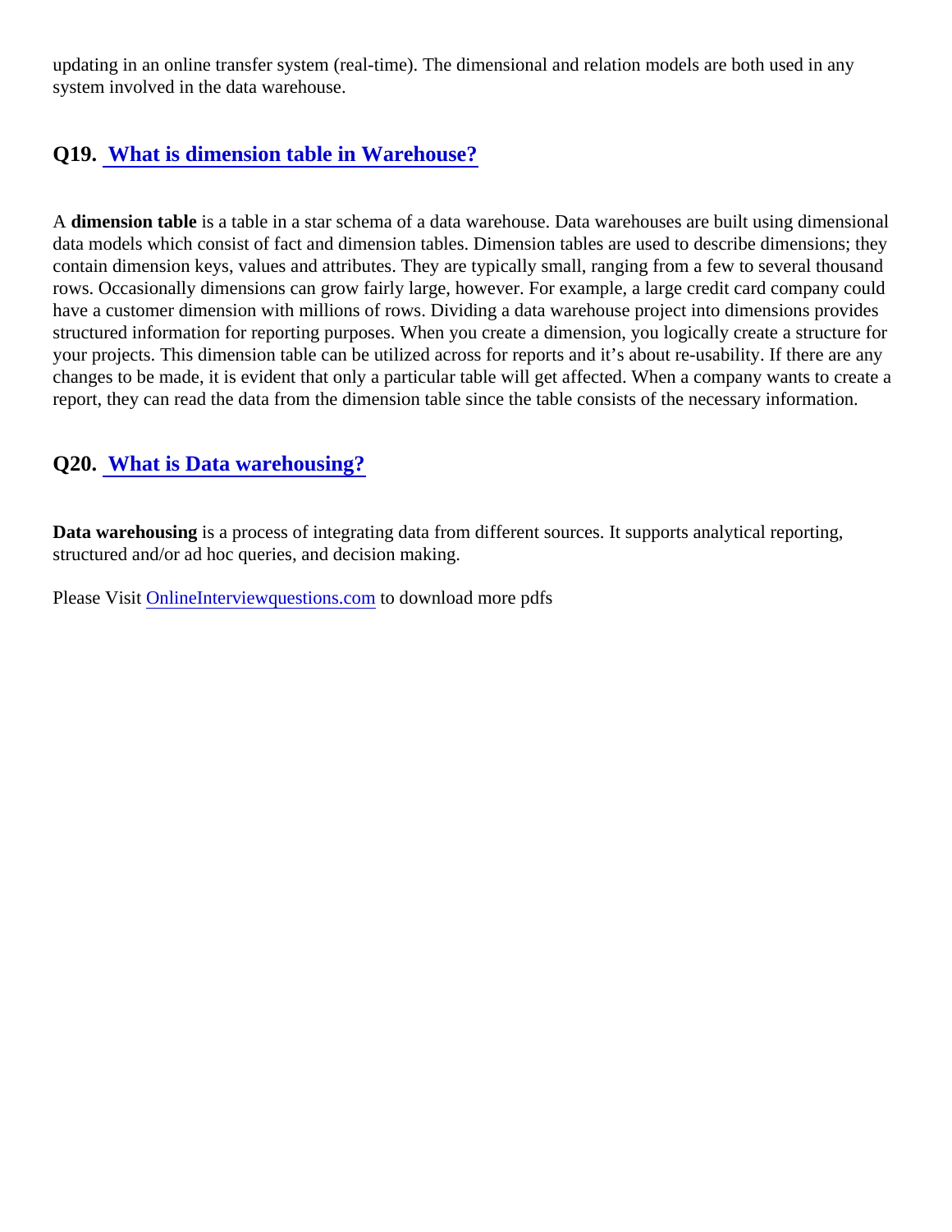updating in an online transfer system (real-time). The dimensional and relation models are both used in any system involved in the data warehouse.

### Q19. [What is dimension table in Warehouse?]

A **dimension table** is a table in a star schema of a data warehouse. Data warehouses are built using dimensional data models which consist of fact and dimension tables. Dimension tables are used to describe dimensions; they contain dimension keys, values and attributes. They are typically small, ranging from a few to several thousand rows. Occasionally dimensions can grow fairly large, however. For example, a large credit card company could have a customer dimension with millions of rows. Dividing a data warehouse project into dimensions provides structured information for reporting purposes. When you create a dimension, you logically create a structure for your projects. This dimension table can be utilized across for reports and it's about re-usability. If there are any changes to be made, it is evident that only a particular table will get affected. When a company wants to create a report, they can read the data from the dimension table since the table consists of the necessary information.

### Q20. [What is Data warehousing?]

**Data warehousing** is a process of integrating data from different sources. It supports analytical reporting, structured and/or ad hoc queries, and decision making.

Please Visit OnlineInterviewquestions.com to download more pdfs